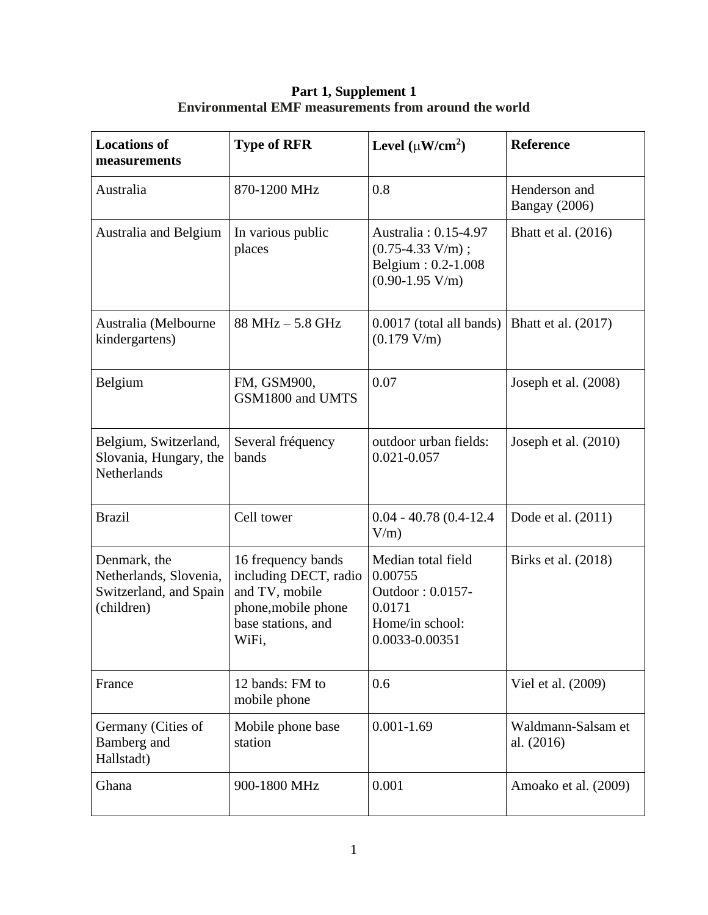**Part 1, Supplement 1**
**Environmental EMF measurements from around the world**

| Locations of measurements | Type of RFR | Level ($\mu W/cm^2$) | Reference |
|---|---|---|---|
| Australia | 870-1200 MHz | 0.8 | Henderson and Bangay (2006) |
| Australia and Belgium | In various public places | Australia : 0.15-4.97 (0.75-4.33 V/m) ; Belgium : 0.2-1.008 (0.90-1.95 V/m) | Bhatt et al. (2016) |
| Australia (Melbourne kindergartens) | 88 MHz – 5.8 GHz | 0.0017 (total all bands) (0.179 V/m) | Bhatt et al. (2017) |
| Belgium | FM, GSM900, GSM1800 and UMTS | 0.07 | Joseph et al. (2008) |
| Belgium, Switzerland, Slovania, Hungary, the Netherlands | Several fréquency bands | outdoor urban fields: 0.021-0.057 | Joseph et al. (2010) |
| Brazil | Cell tower | 0.04 - 40.78 (0.4-12.4 V/m) | Dode et al. (2011) |
| Denmark, the Netherlands, Slovenia, Switzerland, and Spain (children) | 16 frequency bands including DECT, radio and TV, mobile phone,mobile phone base stations, and WiFi, | Median total field 0.00755 Outdoor : 0.0157-0.0171 Home/in school: 0.0033-0.00351 | Birks et al. (2018) |
| France | 12 bands: FM to mobile phone | 0.6 | Viel et al. (2009) |
| Germany (Cities of Bamberg and Hallstadt) | Mobile phone base station | 0.001-1.69 | Waldmann-Salsam et al. (2016) |
| Ghana | 900-1800 MHz | 0.001 | Amoako et al. (2009) |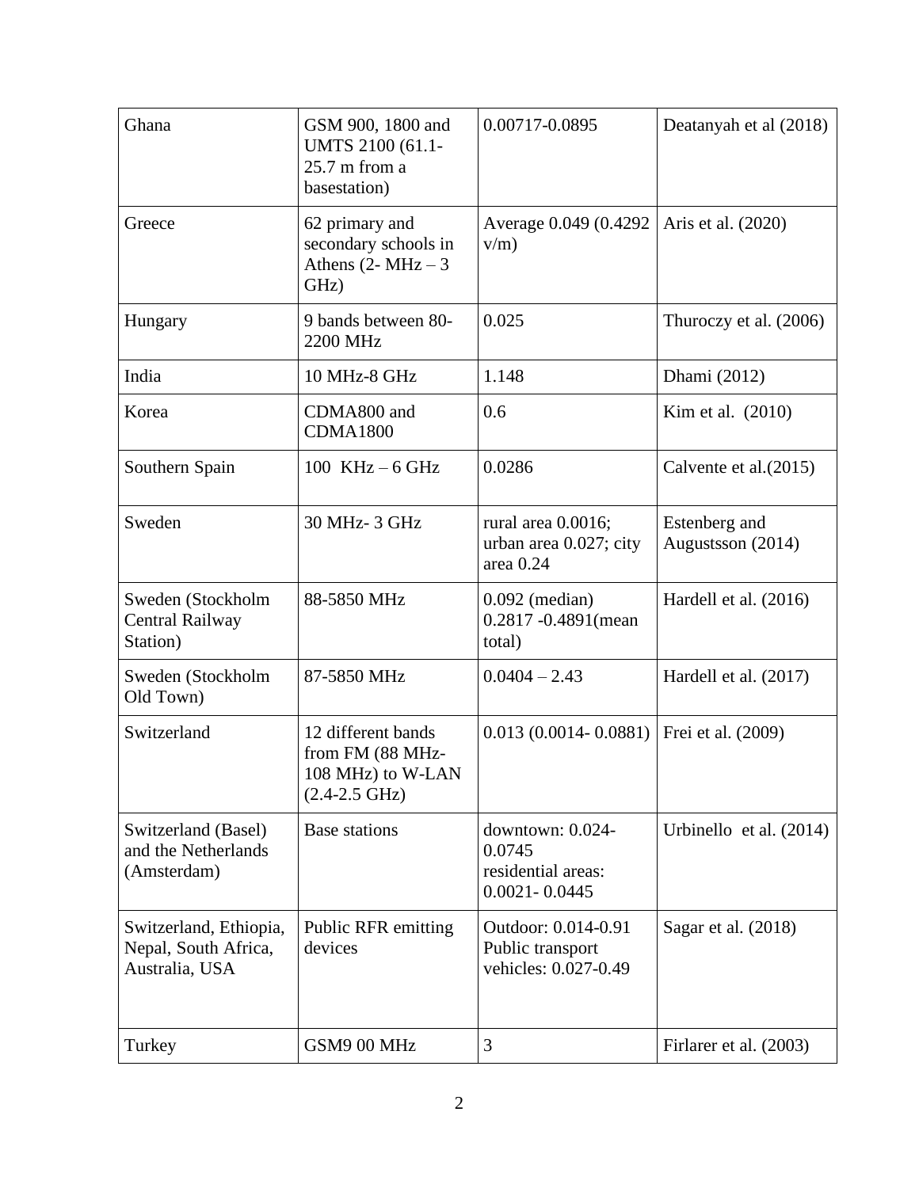| Ghana | GSM 900, 1800 and UMTS 2100 (61.1-25.7 m from a basestation) | 0.00717-0.0895 | Deatanyah et al (2018) |
|---|---|---|---|
| Greece | 62 primary and secondary schools in Athens (2- MHz – 3 GHz) | Average 0.049 (0.4292 v/m) | Aris et al. (2020) |
| Hungary | 9 bands between 80-2200 MHz | 0.025 | Thuroczy et al. (2006) |
| India | 10 MHz-8 GHz | 1.148 | Dhami (2012) |
| Korea | CDMA800 and CDMA1800 | 0.6 | Kim et al. (2010) |
| Southern Spain | 100 KHz – 6 GHz | 0.0286 | Calvente et al.(2015) |
| Sweden | 30 MHz- 3 GHz | rural area 0.0016; urban area 0.027; city area 0.24 | Estenberg and Augustsson (2014) |
| Sweden (Stockholm Central Railway Station) | 88-5850 MHz | 0.092 (median) 0.2817 -0.4891(mean total) | Hardell et al. (2016) |
| Sweden (Stockholm Old Town) | 87-5850 MHz | 0.0404 – 2.43 | Hardell et al. (2017) |
| Switzerland | 12 different bands from FM (88 MHz-108 MHz) to W-LAN (2.4-2.5 GHz) | 0.013 (0.0014- 0.0881) | Frei et al. (2009) |
| Switzerland (Basel) and the Netherlands (Amsterdam) | Base stations | downtown: 0.024-0.0745 residential areas: 0.0021- 0.0445 | Urbinello et al. (2014) |
| Switzerland, Ethiopia, Nepal, South Africa, Australia, USA | Public RFR emitting devices | Outdoor: 0.014-0.91 Public transport vehicles: 0.027-0.49 | Sagar et al. (2018) |
| Turkey | GSM9 00 MHz | 3 | Firlarer et al. (2003) |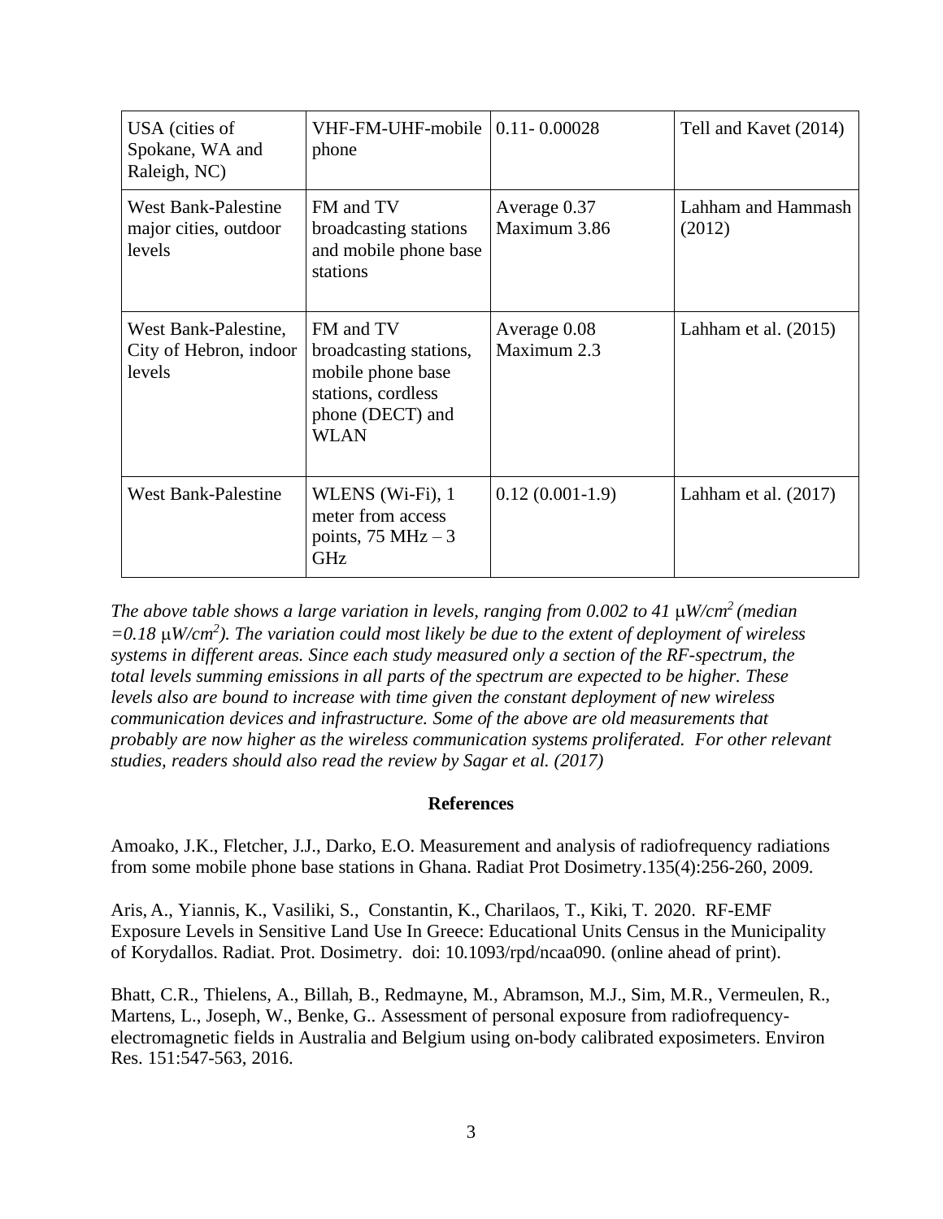| USA (cities of Spokane, WA and Raleigh, NC) | VHF-FM-UHF-mobile phone | 0.11- 0.00028 | Tell and Kavet (2014) |
|---|---|---|---|
| West Bank-Palestine major cities, outdoor levels | FM and TV broadcasting stations and mobile phone base stations | Average 0.37 Maximum 3.86 | Lahham and Hammash (2012) |
| West Bank-Palestine, City of Hebron, indoor levels | FM and TV broadcasting stations, mobile phone base stations, cordless phone (DECT) and WLAN | Average 0.08 Maximum 2.3 | Lahham et al. (2015) |
| West Bank-Palestine | WLENS (Wi-Fi), 1 meter from access points, 75 MHz – 3 GHz | 0.12 (0.001-1.9) | Lahham et al. (2017) |

*The above table shows a large variation in levels, ranging from 0.002 to 41 μW/cm² (median =0.18 μW/cm²). The variation could most likely be due to the extent of deployment of wireless systems in different areas. Since each study measured only a section of the RF-spectrum, the total levels summing emissions in all parts of the spectrum are expected to be higher. These levels also are bound to increase with time given the constant deployment of new wireless communication devices and infrastructure. Some of the above are old measurements that probably are now higher as the wireless communication systems proliferated. For other relevant studies, readers should also read the review by Sagar et al. (2017)*

## References

Amoako, J.K., Fletcher, J.J., Darko, E.O. Measurement and analysis of radiofrequency radiations from some mobile phone base stations in Ghana. Radiat Prot Dosimetry.135(4):256-260, 2009.

Aris, A., Yiannis, K., Vasiliki, S., Constantin, K., Charilaos, T., Kiki, T. 2020. RF-EMF Exposure Levels in Sensitive Land Use In Greece: Educational Units Census in the Municipality of Korydallos. Radiat. Prot. Dosimetry. doi: 10.1093/rpd/ncaa090. (online ahead of print).

Bhatt, C.R., Thielens, A., Billah, B., Redmayne, M., Abramson, M.J., Sim, M.R., Vermeulen, R., Martens, L., Joseph, W., Benke, G.. Assessment of personal exposure from radiofrequency-electromagnetic fields in Australia and Belgium using on-body calibrated exposimeters. Environ Res. 151:547-563, 2016.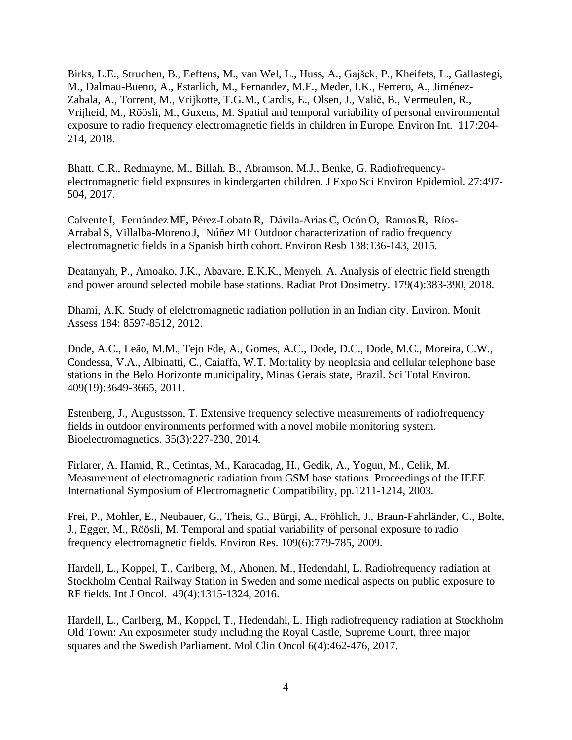Birks, L.E., Struchen, B., Eeftens, M., van Wel, L., Huss, A., Gajšek, P., Kheifets, L., Gallastegi, M., Dalmau-Bueno, A., Estarlich, M., Fernandez, M.F., Meder, I.K., Ferrero, A., Jiménez-Zabala, A., Torrent, M., Vrijkotte, T.G.M., Cardis, E., Olsen, J., Valič, B., Vermeulen, R., Vrijheid, M., Röösli, M., Guxens, M. Spatial and temporal variability of personal environmental exposure to radio frequency electromagnetic fields in children in Europe. Environ Int. 117:204-214, 2018.

Bhatt, C.R., Redmayne, M., Billah, B., Abramson, M.J., Benke, G. Radiofrequency-electromagnetic field exposures in kindergarten children. J Expo Sci Environ Epidemiol. 27:497-504, 2017.

Calvente I, Fernández MF, Pérez-Lobato R, Dávila-Arias C, Ocón O, Ramos R, Ríos-Arrabal S, Villalba-Moreno J, Núñez MI. Outdoor characterization of radio frequency electromagnetic fields in a Spanish birth cohort. Environ Resb 138:136-143, 2015.

Deatanyah, P., Amoako, J.K., Abavare, E.K.K., Menyeh, A. Analysis of electric field strength and power around selected mobile base stations. Radiat Prot Dosimetry. 179(4):383-390, 2018.

Dhami, A.K. Study of elelctromagnetic radiation pollution in an Indian city. Environ. Monit Assess 184: 8597-8512, 2012.

Dode, A.C., Leão, M.M., Tejo Fde, A., Gomes, A.C., Dode, D.C., Dode, M.C., Moreira, C.W., Condessa, V.A., Albinatti, C., Caiaffa, W.T. Mortality by neoplasia and cellular telephone base stations in the Belo Horizonte municipality, Minas Gerais state, Brazil. Sci Total Environ. 409(19):3649-3665, 2011.

Estenberg, J., Augustsson, T. Extensive frequency selective measurements of radiofrequency fields in outdoor environments performed with a novel mobile monitoring system. Bioelectromagnetics. 35(3):227-230, 2014.

Firlarer, A. Hamid, R., Cetintas, M., Karacadag, H., Gedik, A., Yogun, M., Celik, M. Measurement of electromagnetic radiation from GSM base stations. Proceedings of the IEEE International Symposium of Electromagnetic Compatibility, pp.1211-1214, 2003.

Frei, P., Mohler, E., Neubauer, G., Theis, G., Bürgi, A., Fröhlich, J., Braun-Fahrländer, C., Bolte, J., Egger, M., Röösli, M. Temporal and spatial variability of personal exposure to radio frequency electromagnetic fields. Environ Res. 109(6):779-785, 2009.

Hardell, L., Koppel, T., Carlberg, M., Ahonen, M., Hedendahl, L. Radiofrequency radiation at Stockholm Central Railway Station in Sweden and some medical aspects on public exposure to RF fields. Int J Oncol. 49(4):1315-1324, 2016.

Hardell, L., Carlberg, M., Koppel, T., Hedendahl, L. High radiofrequency radiation at Stockholm Old Town: An exposimeter study including the Royal Castle, Supreme Court, three major squares and the Swedish Parliament. Mol Clin Oncol 6(4):462-476, 2017.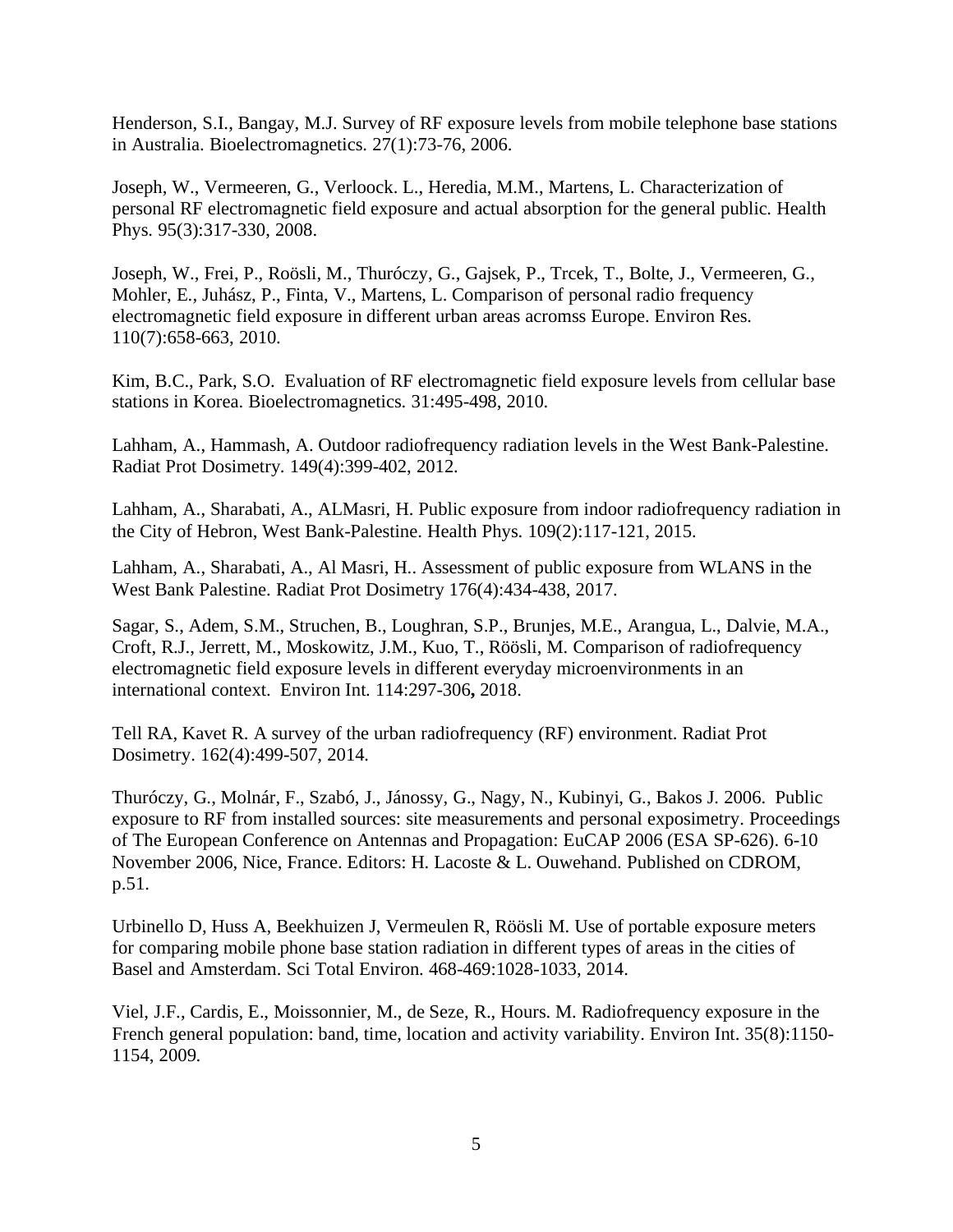Henderson, S.I., Bangay, M.J. Survey of RF exposure levels from mobile telephone base stations in Australia. Bioelectromagnetics. 27(1):73-76, 2006.

Joseph, W., Vermeeren, G., Verloock. L., Heredia, M.M., Martens, L. Characterization of personal RF electromagnetic field exposure and actual absorption for the general public. Health Phys. 95(3):317-330, 2008.

Joseph, W., Frei, P., Roösli, M., Thuróczy, G., Gajsek, P., Trcek, T., Bolte, J., Vermeeren, G., Mohler, E., Juhász, P., Finta, V., Martens, L. Comparison of personal radio frequency electromagnetic field exposure in different urban areas acromss Europe. Environ Res. 110(7):658-663, 2010.

Kim, B.C., Park, S.O. Evaluation of RF electromagnetic field exposure levels from cellular base stations in Korea. Bioelectromagnetics. 31:495-498, 2010.

Lahham, A., Hammash, A. Outdoor radiofrequency radiation levels in the West Bank-Palestine. Radiat Prot Dosimetry. 149(4):399-402, 2012.

Lahham, A., Sharabati, A., ALMasri, H. Public exposure from indoor radiofrequency radiation in the City of Hebron, West Bank-Palestine. Health Phys. 109(2):117-121, 2015.

Lahham, A., Sharabati, A., Al Masri, H.. Assessment of public exposure from WLANS in the West Bank Palestine. Radiat Prot Dosimetry 176(4):434-438, 2017.

Sagar, S., Adem, S.M., Struchen, B., Loughran, S.P., Brunjes, M.E., Arangua, L., Dalvie, M.A., Croft, R.J., Jerrett, M., Moskowitz, J.M., Kuo, T., Röösli, M. Comparison of radiofrequency electromagnetic field exposure levels in different everyday microenvironments in an international context. Environ Int. 114:297-306**,** 2018.

Tell RA, Kavet R. A survey of the urban radiofrequency (RF) environment. Radiat Prot Dosimetry. 162(4):499-507, 2014.

Thuróczy, G., Molnár, F., Szabó, J., Jánossy, G., Nagy, N., Kubinyi, G., Bakos J. 2006. Public exposure to RF from installed sources: site measurements and personal exposimetry. Proceedings of The European Conference on Antennas and Propagation: EuCAP 2006 (ESA SP-626). 6-10 November 2006, Nice, France. Editors: H. Lacoste & L. Ouwehand. Published on CDROM, p.51.

Urbinello D, Huss A, Beekhuizen J, Vermeulen R, Röösli M. Use of portable exposure meters for comparing mobile phone base station radiation in different types of areas in the cities of Basel and Amsterdam. Sci Total Environ. 468-469:1028-1033, 2014.

Viel, J.F., Cardis, E., Moissonnier, M., de Seze, R., Hours. M. Radiofrequency exposure in the French general population: band, time, location and activity variability. Environ Int. 35(8):1150-1154, 2009.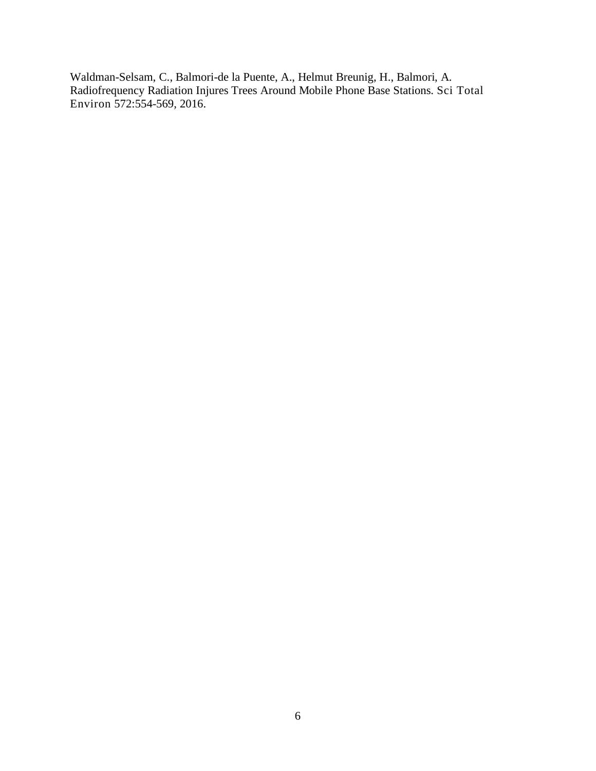Waldman-Selsam, C., Balmori-de la Puente, A., Helmut Breunig, H., Balmori, A. Radiofrequency Radiation Injures Trees Around Mobile Phone Base Stations. Sci Total Environ 572:554-569, 2016.